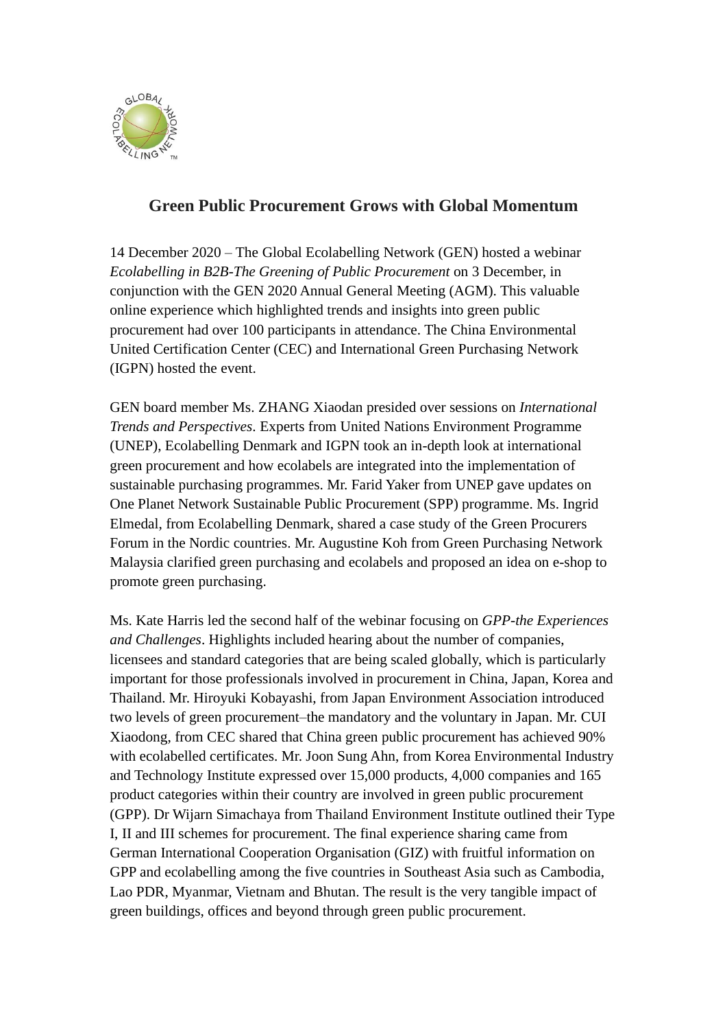# Green Public Procurement Grows with Global Momentum

14 December 2020 – The Global Ecolabelling Network (GEN) hosted a webinar *Ecolabelling in B2B-The Greening of Public Procurement* on 3 December, in conjunction with the GEN 2020 Annual General Meeting (AGM). This valuable online experience which highlighted trends and insights into green public procurement had over 100 participants in attendance. The China Environmental United Certification Center (CEC) and International Green Purchasing Network (IGPN) hosted the event.

GEN board member Ms. ZHANG Xiaodan presided over sessions on *International Trends and Perspectives*. Experts from United Nations Environment Programme (UNEP), Ecolabelling Denmark and IGPN took an in-depth look at international green procurement and how ecolabels are integrated into the implementation of sustainable purchasing programmes. Mr. Farid Yaker from UNEP gave updates on One Planet Network Sustainable Public Procurement (SPP) programme. Ms. Ingrid Elmedal, from Ecolabelling Denmark, shared a case study of the Green Procurers Forum in the Nordic countries. Mr. Augustine Koh from Green Purchasing Network Malaysia clarified green purchasing and ecolabels and proposed an idea on e-shop to promote green purchasing.

Ms. Kate Harris led the second half of the webinar focusing on *GPP-the Experiences and Challenges*. Highlights included hearing about the number of companies, licensees and standard categories that are being scaled globally, which is particularly important for those professionals involved in procurement in China, Japan, Korea and Thailand. Mr. Hiroyuki Kobayashi, from Japan Environment Association introduced two levels of green procurement–the mandatory and the voluntary in Japan. Mr. CUI Xiaodong, from CEC shared that China green public procurement has achieved 90% with ecolabelled certificates. Mr. Joon Sung Ahn, from Korea Environmental Industry and Technology Institute expressed over 15,000 products, 4,000 companies and 165 product categories within their country are involved in green public procurement (GPP). Dr Wijarn Simachaya from Thailand Environment Institute outlined their Type I, II and III schemes for procurement. The final experience sharing came from German International Cooperation Organisation (GIZ) with fruitful information on GPP and ecolabelling among the five countries in Southeast Asia such as Cambodia, Lao PDR, Myanmar, Vietnam and Bhutan. The result is the very tangible impact of green buildings, offices and beyond through green public procurement.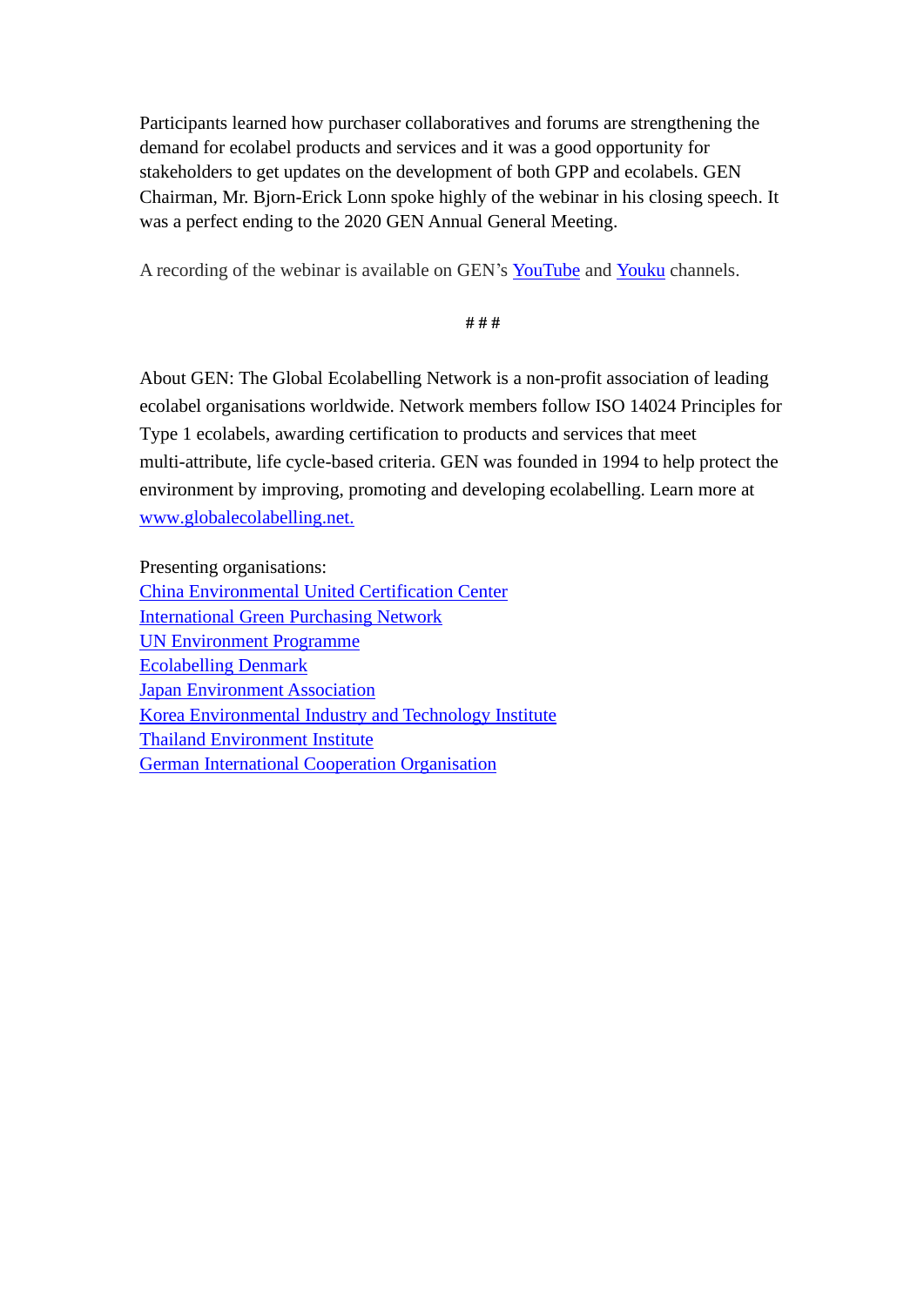Participants learned how purchaser collaboratives and forums are strengthening the demand for ecolabel products and services and it was a good opportunity for stakeholders to get updates on the development of both GPP and ecolabels. GEN Chairman, Mr. Bjorn-Erick Lonn spoke highly of the webinar in his closing speech. It was a perfect ending to the 2020 GEN Annual General Meeting.

A recording of the webinar is available on GEN's YouTube and Youku channels.

# # #

About GEN: The Global Ecolabelling Network is a non-profit association of leading ecolabel organisations worldwide. Network members follow ISO 14024 Principles for Type 1 ecolabels, awarding certification to products and services that meet multi-attribute, life cycle-based criteria. GEN was founded in 1994 to help protect the environment by improving, promoting and developing ecolabelling. Learn more at www.globalecolabelling.net.

Presenting organisations:
China Environmental United Certification Center
International Green Purchasing Network
UN Environment Programme
Ecolabelling Denmark
Japan Environment Association
Korea Environmental Industry and Technology Institute
Thailand Environment Institute
German International Cooperation Organisation